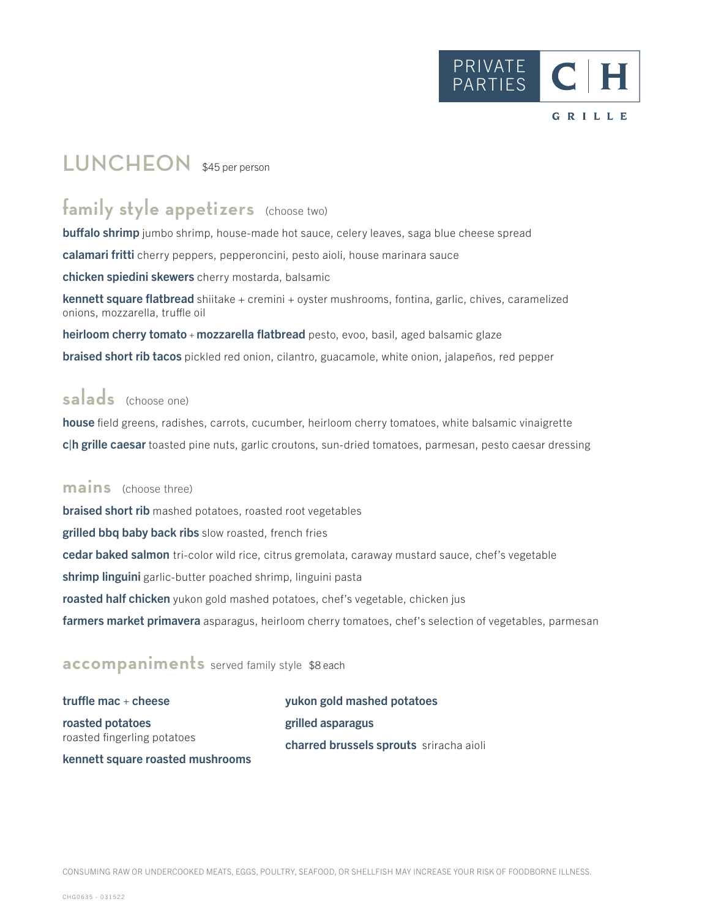PRIVATE PARTIES | C|H GRILLE

# LUNCHEON $45 per person

## family style appetizers (choose two)

**buffalo shrimp** jumbo shrimp, house-made hot sauce, celery leaves, saga blue cheese spread

**calamari fritti** cherry peppers, pepperoncini, pesto aioli, house marinara sauce

**chicken spiedini skewers** cherry mostarda, balsamic

**kennett square flatbread** shiitake + cremini + oyster mushrooms, fontina, garlic, chives, caramelized onions, mozzarella, truffle oil

**heirloom cherry tomato + mozzarella flatbread** pesto, evoo, basil, aged balsamic glaze

**braised short rib tacos** pickled red onion, cilantro, guacamole, white onion, jalapeños, red pepper

## salads (choose one)

**house** field greens, radishes, carrots, cucumber, heirloom cherry tomatoes, white balsamic vinaigrette

**c|h grille caesar** toasted pine nuts, garlic croutons, sun-dried tomatoes, parmesan, pesto caesar dressing

## mains (choose three)

**braised short rib** mashed potatoes, roasted root vegetables

**grilled bbq baby back ribs** slow roasted, french fries

**cedar baked salmon** tri-color wild rice, citrus gremolata, caraway mustard sauce, chef's vegetable

**shrimp linguini** garlic-butter poached shrimp, linguini pasta

**roasted half chicken** yukon gold mashed potatoes, chef's vegetable, chicken jus

**farmers market primavera** asparagus, heirloom cherry tomatoes, chef's selection of vegetables, parmesan

## accompaniments served family style $8 each

**truffle mac + cheese**

**roasted potatoes**
roasted fingerling potatoes

**kennett square roasted mushrooms**

**yukon gold mashed potatoes**

**grilled asparagus**

**charred brussels sprouts** sriracha aioli

CONSUMING RAW OR UNDERCOOKED MEATS, EGGS, POULTRY, SEAFOOD, OR SHELLFISH MAY INCREASE YOUR RISK OF FOODBORNE ILLNESS.

CHG0635 - 031522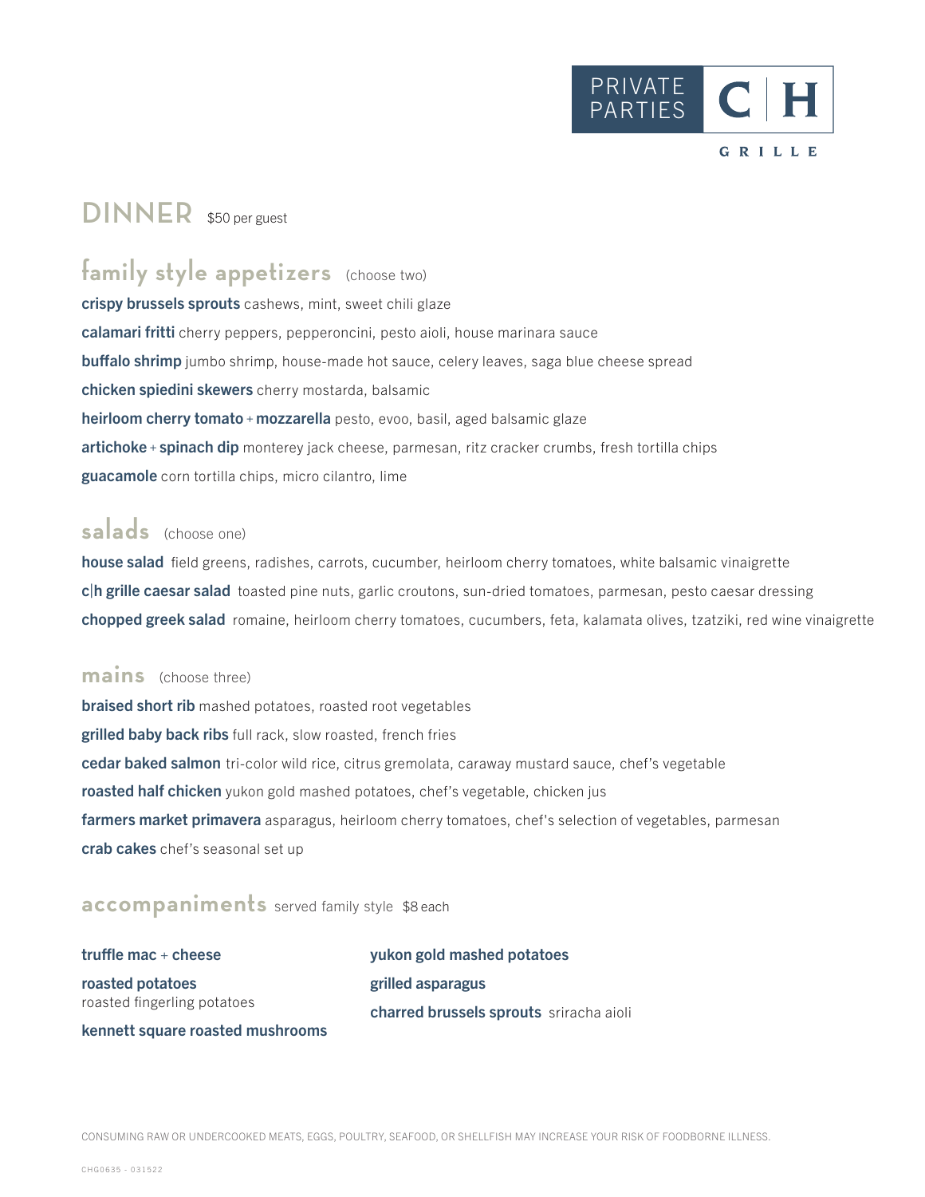PRIVATE PARTIES C|H GRILLE

# DINNER $50 per guest

## family style appetizers (choose two)

**crispy brussels sprouts** cashews, mint, sweet chili glaze

**calamari fritti** cherry peppers, pepperoncini, pesto aioli, house marinara sauce

**buffalo shrimp** jumbo shrimp, house-made hot sauce, celery leaves, saga blue cheese spread

**chicken spiedini skewers** cherry mostarda, balsamic

**heirloom cherry tomato** + **mozzarella** pesto, evoo, basil, aged balsamic glaze

**artichoke** + **spinach dip** monterey jack cheese, parmesan, ritz cracker crumbs, fresh tortilla chips

**guacamole** corn tortilla chips, micro cilantro, lime

## salads (choose one)

**house salad** field greens, radishes, carrots, cucumber, heirloom cherry tomatoes, white balsamic vinaigrette

**c|h grille caesar salad** toasted pine nuts, garlic croutons, sun-dried tomatoes, parmesan, pesto caesar dressing

**chopped greek salad** romaine, heirloom cherry tomatoes, cucumbers, feta, kalamata olives, tzatziki, red wine vinaigrette

## mains (choose three)

**braised short rib** mashed potatoes, roasted root vegetables

**grilled baby back ribs** full rack, slow roasted, french fries

**cedar baked salmon** tri-color wild rice, citrus gremolata, caraway mustard sauce, chef's vegetable

**roasted half chicken** yukon gold mashed potatoes, chef's vegetable, chicken jus

**farmers market primavera** asparagus, heirloom cherry tomatoes, chef's selection of vegetables, parmesan

**crab cakes** chef's seasonal set up

## accompaniments served family style $8 each

**truffle mac** + **cheese**

**roasted potatoes**
roasted fingerling potatoes

**kennett square roasted mushrooms**

**yukon gold mashed potatoes**

**grilled asparagus**

**charred brussels sprouts** sriracha aioli

CONSUMING RAW OR UNDERCOOKED MEATS, EGGS, POULTRY, SEAFOOD, OR SHELLFISH MAY INCREASE YOUR RISK OF FOODBORNE ILLNESS.

CHG0635 - 031522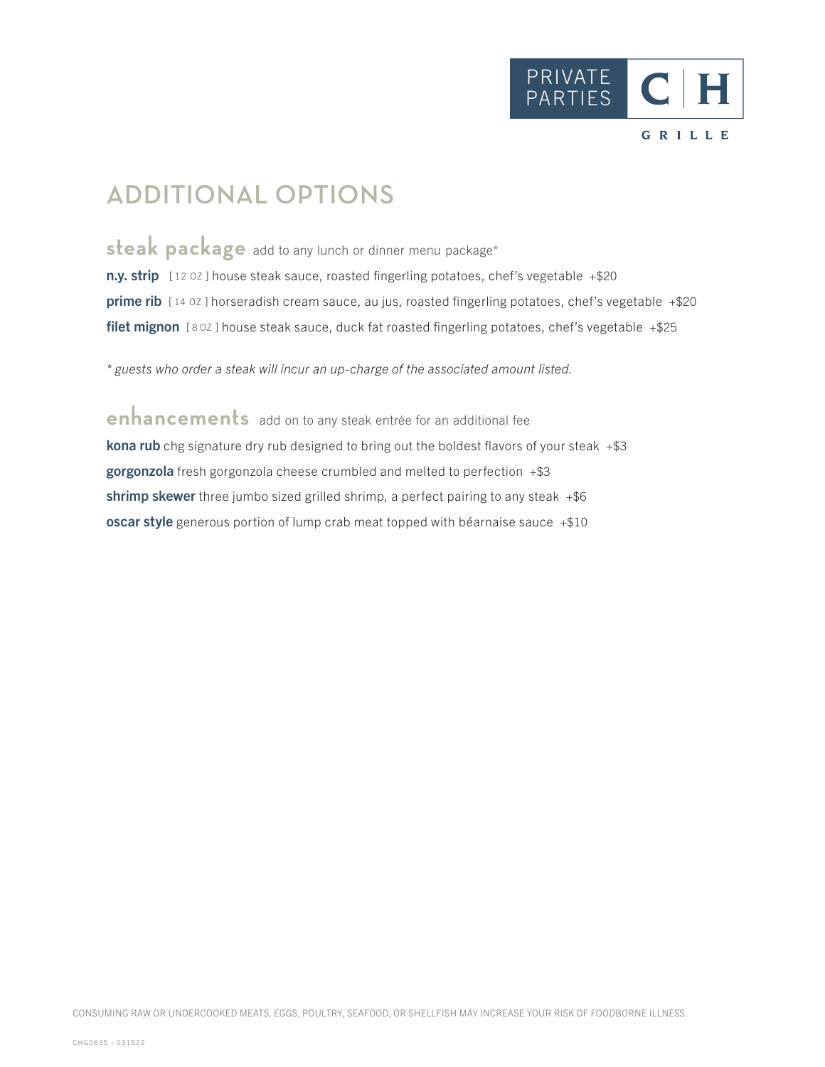PRIVATE PARTIES C | H GRILLE

# ADDITIONAL OPTIONS

## steak package add to any lunch or dinner menu package*

**n.y. strip** [ 12 OZ ] house steak sauce, roasted fingerling potatoes, chef's vegetable +$20

**prime rib** [ 14 OZ ] horseradish cream sauce, au jus, roasted fingerling potatoes, chef's vegetable +$20

**filet mignon** [ 8 OZ ] house steak sauce, duck fat roasted fingerling potatoes, chef's vegetable +$25

*\* guests who order a steak will incur an up-charge of the associated amount listed.*

## enhancements add on to any steak entrée for an additional fee

**kona rub** chg signature dry rub designed to bring out the boldest flavors of your steak +$3

**gorgonzola** fresh gorgonzola cheese crumbled and melted to perfection +$3

**shrimp skewer** three jumbo sized grilled shrimp, a perfect pairing to any steak +$6

**oscar style** generous portion of lump crab meat topped with béarnaise sauce +$10

CONSUMING RAW OR UNDERCOOKED MEATS, EGGS, POULTRY, SEAFOOD, OR SHELLFISH MAY INCREASE YOUR RISK OF FOODBORNE ILLNESS.

CHG0635 - 031522